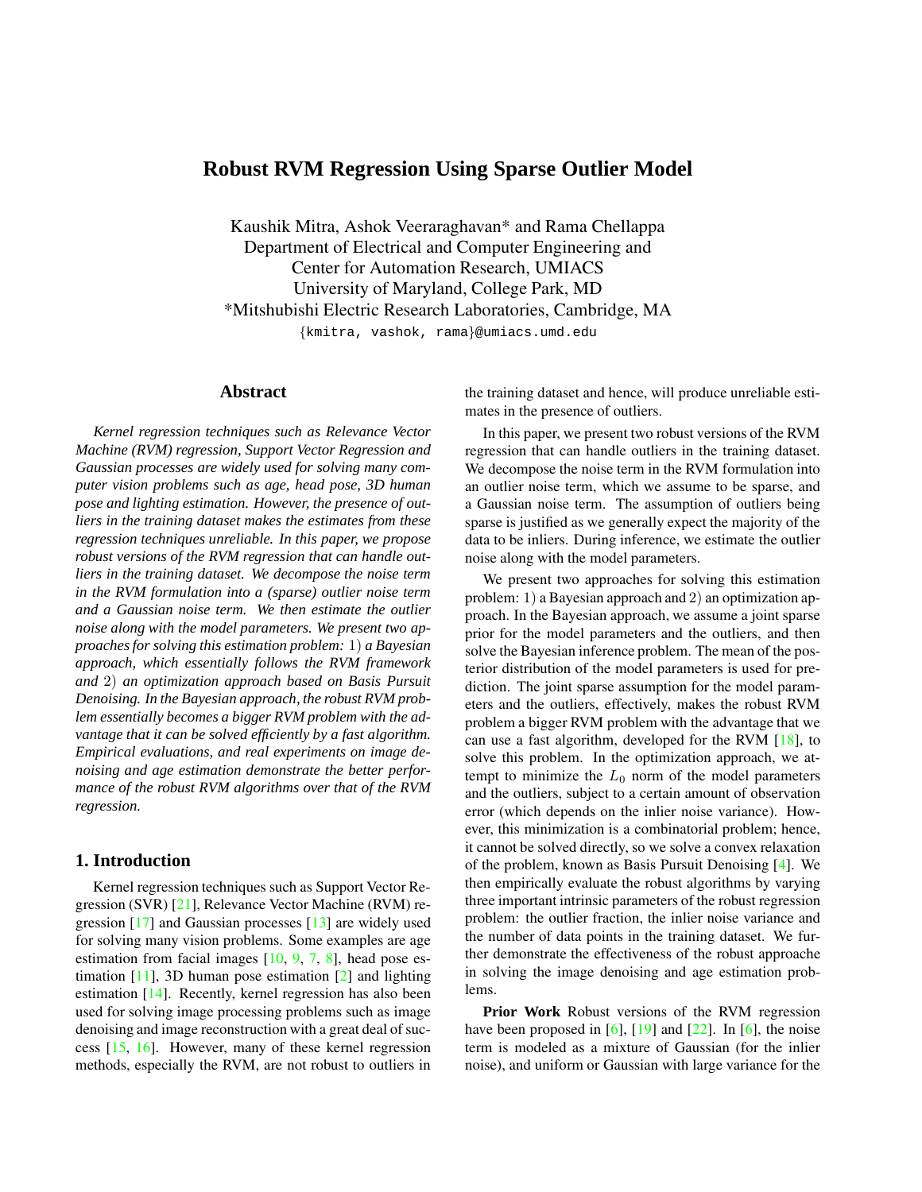# Robust RVM Regression Using Sparse Outlier Model

Kaushik Mitra, Ashok Veeraraghavan* and Rama Chellappa
Department of Electrical and Computer Engineering and
Center for Automation Research, UMIACS
University of Maryland, College Park, MD
*Mitshubishi Electric Research Laboratories, Cambridge, MA
{kmitra, vashok, rama}@umiacs.umd.edu

## Abstract

*Kernel regression techniques such as Relevance Vector Machine (RVM) regression, Support Vector Regression and Gaussian processes are widely used for solving many computer vision problems such as age, head pose, 3D human pose and lighting estimation. However, the presence of outliers in the training dataset makes the estimates from these regression techniques unreliable. In this paper, we propose robust versions of the RVM regression that can handle outliers in the training dataset. We decompose the noise term in the RVM formulation into a (sparse) outlier noise term and a Gaussian noise term. We then estimate the outlier noise along with the model parameters. We present two approaches for solving this estimation problem: 1) a Bayesian approach, which essentially follows the RVM framework and 2) an optimization approach based on Basis Pursuit Denoising. In the Bayesian approach, the robust RVM problem essentially becomes a bigger RVM problem with the advantage that it can be solved efficiently by a fast algorithm. Empirical evaluations, and real experiments on image denoising and age estimation demonstrate the better performance of the robust RVM algorithms over that of the RVM regression.*

## 1. Introduction

Kernel regression techniques such as Support Vector Regression (SVR) [21], Relevance Vector Machine (RVM) regression [17] and Gaussian processes [13] are widely used for solving many vision problems. Some examples are age estimation from facial images [10, 9, 7, 8], head pose estimation [11], 3D human pose estimation [2] and lighting estimation [14]. Recently, kernel regression has also been used for solving image processing problems such as image denoising and image reconstruction with a great deal of success [15, 16]. However, many of these kernel regression methods, especially the RVM, are not robust to outliers in the training dataset and hence, will produce unreliable estimates in the presence of outliers.

In this paper, we present two robust versions of the RVM regression that can handle outliers in the training dataset. We decompose the noise term in the RVM formulation into an outlier noise term, which we assume to be sparse, and a Gaussian noise term. The assumption of outliers being sparse is justified as we generally expect the majority of the data to be inliers. During inference, we estimate the outlier noise along with the model parameters.

We present two approaches for solving this estimation problem: 1) a Bayesian approach and 2) an optimization approach. In the Bayesian approach, we assume a joint sparse prior for the model parameters and the outliers, and then solve the Bayesian inference problem. The mean of the posterior distribution of the model parameters is used for prediction. The joint sparse assumption for the model parameters and the outliers, effectively, makes the robust RVM problem a bigger RVM problem with the advantage that we can use a fast algorithm, developed for the RVM [18], to solve this problem. In the optimization approach, we attempt to minimize the $L_0$ norm of the model parameters and the outliers, subject to a certain amount of observation error (which depends on the inlier noise variance). However, this minimization is a combinatorial problem; hence, it cannot be solved directly, so we solve a convex relaxation of the problem, known as Basis Pursuit Denoising [4]. We then empirically evaluate the robust algorithms by varying three important intrinsic parameters of the robust regression problem: the outlier fraction, the inlier noise variance and the number of data points in the training dataset. We further demonstrate the effectiveness of the robust approache in solving the image denoising and age estimation problems.

**Prior Work** Robust versions of the RVM regression have been proposed in [6], [19] and [22]. In [6], the noise term is modeled as a mixture of Gaussian (for the inlier noise), and uniform or Gaussian with large variance for the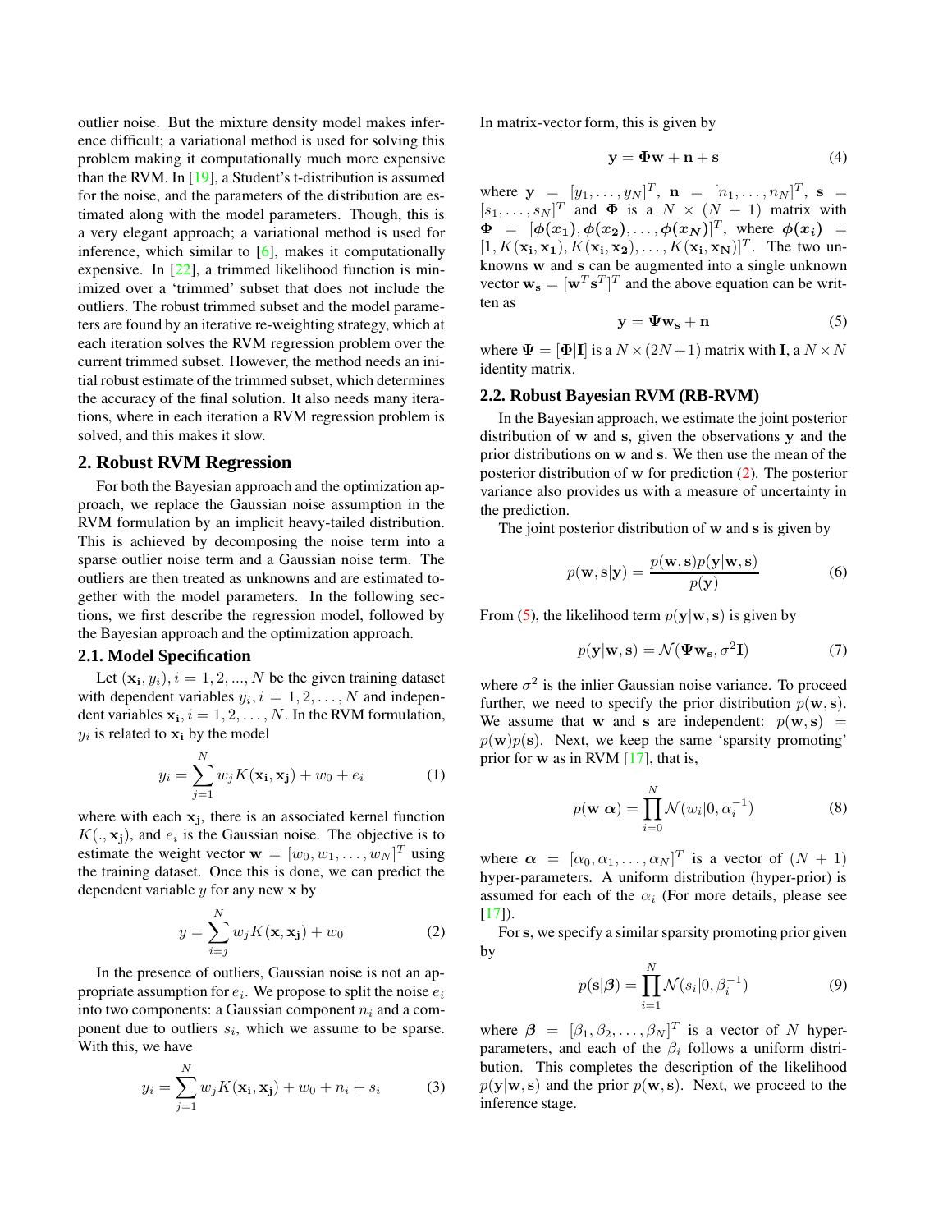outlier noise. But the mixture density model makes inference difficult; a variational method is used for solving this problem making it computationally much more expensive than the RVM. In [19], a Student's t-distribution is assumed for the noise, and the parameters of the distribution are estimated along with the model parameters. Though, this is a very elegant approach; a variational method is used for inference, which similar to [6], makes it computationally expensive. In [22], a trimmed likelihood function is minimized over a 'trimmed' subset that does not include the outliers. The robust trimmed subset and the model parameters are found by an iterative re-weighting strategy, which at each iteration solves the RVM regression problem over the current trimmed subset. However, the method needs an initial robust estimate of the trimmed subset, which determines the accuracy of the final solution. It also needs many iterations, where in each iteration a RVM regression problem is solved, and this makes it slow.

## 2. Robust RVM Regression

For both the Bayesian approach and the optimization approach, we replace the Gaussian noise assumption in the RVM formulation by an implicit heavy-tailed distribution. This is achieved by decomposing the noise term into a sparse outlier noise term and a Gaussian noise term. The outliers are then treated as unknowns and are estimated together with the model parameters. In the following sections, we first describe the regression model, followed by the Bayesian approach and the optimization approach.

### 2.1. Model Specification

Let $(\mathbf{x_i}, y_i), i = 1, 2, ..., N$ be the given training dataset with dependent variables $y_i, i = 1, 2, \ldots, N$ and independent variables $\mathbf{x_i}, i = 1, 2, \ldots, N$. In the RVM formulation, $y_i$ is related to $\mathbf{x_i}$ by the model

$$y_i = \sum_{j=1}^{N} w_j K(\mathbf{x_i}, \mathbf{x_j}) + w_0 + e_i \tag{1}$$

where with each $\mathbf{x_j}$, there is an associated kernel function $K(., \mathbf{x_j})$, and $e_i$ is the Gaussian noise. The objective is to estimate the weight vector $\mathbf{w} = [w_0, w_1, \ldots, w_N]^T$ using the training dataset. Once this is done, we can predict the dependent variable $y$ for any new $\mathbf{x}$ by

$$y = \sum_{i=j}^{N} w_j K(\mathbf{x}, \mathbf{x_j}) + w_0 \tag{2}$$

In the presence of outliers, Gaussian noise is not an appropriate assumption for $e_i$. We propose to split the noise $e_i$ into two components: a Gaussian component $n_i$ and a component due to outliers $s_i$, which we assume to be sparse. With this, we have

$$y_i = \sum_{j=1}^{N} w_j K(\mathbf{x_i}, \mathbf{x_j}) + w_0 + n_i + s_i \tag{3}$$

In matrix-vector form, this is given by

$$\mathbf{y} = \mathbf{\Phi} \mathbf{w} + \mathbf{n} + \mathbf{s} \tag{4}$$

where $\mathbf{y} = [y_1, \ldots, y_N]^T$, $\mathbf{n} = [n_1, \ldots, n_N]^T$, $\mathbf{s} = [s_1, \ldots, s_N]^T$ and $\mathbf{\Phi}$ is a $N \times (N+1)$ matrix with $\mathbf{\Phi} = [\boldsymbol{\phi}(\boldsymbol{x_1}), \boldsymbol{\phi}(\boldsymbol{x_2}), \ldots, \boldsymbol{\phi}(\boldsymbol{x_N})]^T$, where $\boldsymbol{\phi}(\boldsymbol{x_i}) = [1, K(\mathbf{x_i}, \mathbf{x_1}), K(\mathbf{x_i}, \mathbf{x_2}), \ldots, K(\mathbf{x_i}, \mathbf{x_N})]^T$. The two unknowns $\mathbf{w}$ and $\mathbf{s}$ can be augmented into a single unknown vector $\mathbf{w_s} = [\mathbf{w}^T \mathbf{s}^T]^T$ and the above equation can be written as

$$\mathbf{y} = \mathbf{\Psi} \mathbf{w_s} + \mathbf{n} \tag{5}$$

where $\mathbf{\Psi} = [\mathbf{\Phi} | \mathbf{I}]$ is a $N \times (2N+1)$ matrix with $\mathbf{I}$, a $N \times N$ identity matrix.

### 2.2. Robust Bayesian RVM (RB-RVM)

In the Bayesian approach, we estimate the joint posterior distribution of $\mathbf{w}$ and $\mathbf{s}$, given the observations $\mathbf{y}$ and the prior distributions on $\mathbf{w}$ and $\mathbf{s}$. We then use the mean of the posterior distribution of $\mathbf{w}$ for prediction (2). The posterior variance also provides us with a measure of uncertainty in the prediction.

The joint posterior distribution of $\mathbf{w}$ and $\mathbf{s}$ is given by

$$p(\mathbf{w}, \mathbf{s} | \mathbf{y}) = \frac{p(\mathbf{w}, \mathbf{s}) p(\mathbf{y} | \mathbf{w}, \mathbf{s})}{p(\mathbf{y})} \tag{6}$$

From (5), the likelihood term $p(\mathbf{y} | \mathbf{w}, \mathbf{s})$ is given by

$$p(\mathbf{y} | \mathbf{w}, \mathbf{s}) = \mathcal{N}(\mathbf{\Psi} \mathbf{w_s}, \sigma^2 \mathbf{I}) \tag{7}$$

where $\sigma^2$ is the inlier Gaussian noise variance. To proceed further, we need to specify the prior distribution $p(\mathbf{w}, \mathbf{s})$. We assume that $\mathbf{w}$ and $\mathbf{s}$ are independent: $p(\mathbf{w}, \mathbf{s}) = p(\mathbf{w}) p(\mathbf{s})$. Next, we keep the same 'sparsity promoting' prior for $\mathbf{w}$ as in RVM [17], that is,

$$p(\mathbf{w} | \boldsymbol{\alpha}) = \prod_{i=0}^{N} \mathcal{N}(w_i | 0, \alpha_i^{-1}) \tag{8}$$

where $\boldsymbol{\alpha} = [\alpha_0, \alpha_1, \ldots, \alpha_N]^T$ is a vector of $(N+1)$ hyper-parameters. A uniform distribution (hyper-prior) is assumed for each of the $\alpha_i$ (For more details, please see [17]).

For $\mathbf{s}$, we specify a similar sparsity promoting prior given by

$$p(\mathbf{s} | \boldsymbol{\beta}) = \prod_{i=1}^{N} \mathcal{N}(s_i | 0, \beta_i^{-1}) \tag{9}$$

where $\boldsymbol{\beta} = [\beta_1, \beta_2, \ldots, \beta_N]^T$ is a vector of $N$ hyper-parameters, and each of the $\beta_i$ follows a uniform distribution. This completes the description of the likelihood $p(\mathbf{y} | \mathbf{w}, \mathbf{s})$ and the prior $p(\mathbf{w}, \mathbf{s})$. Next, we proceed to the inference stage.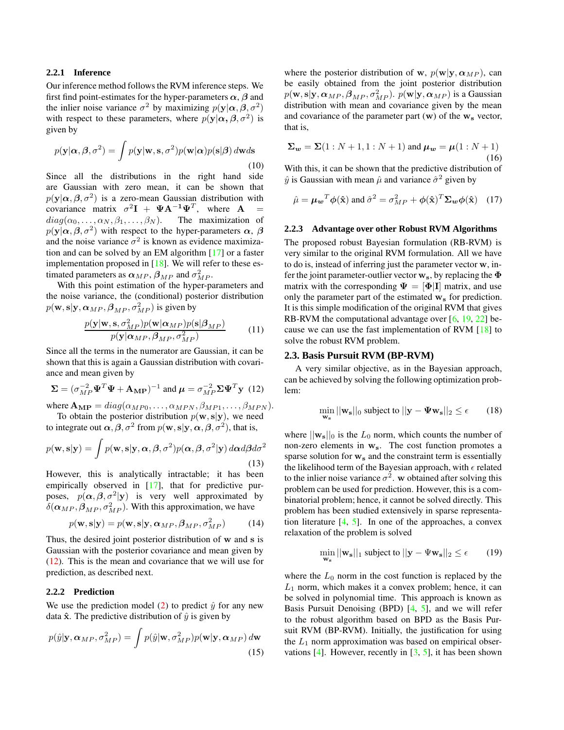#### 2.2.1 Inference

Our inference method follows the RVM inference steps. We first find point-estimates for the hyper-parameters $\boldsymbol{\alpha}$, $\boldsymbol{\beta}$ and the inlier noise variance $\sigma^2$ by maximizing $p(\mathbf{y}|\boldsymbol{\alpha}, \boldsymbol{\beta}, \sigma^2)$ with respect to these parameters, where $p(\mathbf{y}|\boldsymbol{\alpha}, \boldsymbol{\beta}, \sigma^2)$ is given by

$$p(\mathbf{y}|\boldsymbol{\alpha}, \boldsymbol{\beta}, \sigma^2) = \int p(\mathbf{y}|\mathbf{w}, \mathbf{s}, \sigma^2) p(\mathbf{w}|\boldsymbol{\alpha}) p(\mathbf{s}|\boldsymbol{\beta}) \, d\mathbf{w} d\mathbf{s} \tag{10}$$

Since all the distributions in the right hand side are Gaussian with zero mean, it can be shown that $p(\mathbf{y}|\boldsymbol{\alpha}, \boldsymbol{\beta}, \sigma^2)$ is a zero-mean Gaussian distribution with covariance matrix $\sigma^2 \mathbf{I} + \boldsymbol{\Psi} \mathbf{A}^{-1} \boldsymbol{\Psi}^T$, where $\mathbf{A} = diag(\alpha_0, \ldots, \alpha_N, \beta_1, \ldots, \beta_N)$. The maximization of $p(\mathbf{y}|\boldsymbol{\alpha}, \boldsymbol{\beta}, \sigma^2)$ with respect to the hyper-parameters $\boldsymbol{\alpha}$, $\boldsymbol{\beta}$ and the noise variance $\sigma^2$ is known as evidence maximization and can be solved by an EM algorithm [17] or a faster implementation proposed in [18]. We will refer to these estimated parameters as $\boldsymbol{\alpha}_{MP}$, $\boldsymbol{\beta}_{MP}$ and $\sigma^2_{MP}$.

With this point estimation of the hyper-parameters and the noise variance, the (conditional) posterior distribution $p(\mathbf{w}, \mathbf{s}|\mathbf{y}, \boldsymbol{\alpha}_{MP}, \boldsymbol{\beta}_{MP}, \sigma^2_{MP})$ is given by

$$\frac{p(\mathbf{y}|\mathbf{w}, \mathbf{s}, \sigma^2_{MP}) p(\mathbf{w}|\boldsymbol{\alpha}_{MP}) p(\mathbf{s}|\boldsymbol{\beta}_{MP})}{p(\mathbf{y}|\boldsymbol{\alpha}_{MP}, \boldsymbol{\beta}_{MP}, \sigma^2_{MP})} \tag{11}$$

Since all the terms in the numerator are Gaussian, it can be shown that this is again a Gaussian distribution with covariance and mean given by

$$\boldsymbol{\Sigma} = (\sigma^{-2}_{MP} \boldsymbol{\Psi}^T \boldsymbol{\Psi} + \mathbf{A_{MP}})^{-1} \text{ and } \boldsymbol{\mu} = \sigma^{-2}_{MP} \boldsymbol{\Sigma} \boldsymbol{\Psi}^T \mathbf{y} \tag{12}$$

where $\mathbf{A_{MP}} = diag(\alpha_{MP0}, \ldots, \alpha_{MPN}, \beta_{MP1}, \ldots, \beta_{MPN})$.

To obtain the posterior distribution $p(\mathbf{w}, \mathbf{s}|\mathbf{y})$, we need to integrate out $\boldsymbol{\alpha}, \boldsymbol{\beta}, \sigma^2$ from $p(\mathbf{w}, \mathbf{s}|\mathbf{y}, \boldsymbol{\alpha}, \boldsymbol{\beta}, \sigma^2)$, that is,

$$p(\mathbf{w}, \mathbf{s}|\mathbf{y}) = \int p(\mathbf{w}, \mathbf{s}|\mathbf{y}, \boldsymbol{\alpha}, \boldsymbol{\beta}, \sigma^2) p(\boldsymbol{\alpha}, \boldsymbol{\beta}, \sigma^2|\mathbf{y}) \, d\boldsymbol{\alpha} d\boldsymbol{\beta} d\sigma^2 \tag{13}$$

However, this is analytically intractable; it has been empirically observed in [17], that for predictive purposes, $p(\boldsymbol{\alpha}, \boldsymbol{\beta}, \sigma^2|\mathbf{y})$ is very well approximated by $\delta(\boldsymbol{\alpha}_{MP}, \boldsymbol{\beta}_{MP}, \sigma^2_{MP})$. With this approximation, we have

$$p(\mathbf{w}, \mathbf{s}|\mathbf{y}) = p(\mathbf{w}, \mathbf{s}|\mathbf{y}, \boldsymbol{\alpha}_{MP}, \boldsymbol{\beta}_{MP}, \sigma^2_{MP}) \tag{14}$$

Thus, the desired joint posterior distribution of $\mathbf{w}$ and $\mathbf{s}$ is Gaussian with the posterior covariance and mean given by (12). This is the mean and covariance that we will use for prediction, as described next.

#### 2.2.2 Prediction

We use the prediction model (2) to predict $\hat{y}$ for any new data $\hat{\mathbf{x}}$. The predictive distribution of $\hat{y}$ is given by

$$p(\hat{y}|\mathbf{y}, \boldsymbol{\alpha}_{MP}, \sigma^2_{MP}) = \int p(\hat{y}|\mathbf{w}, \sigma^2_{MP}) p(\mathbf{w}|\mathbf{y}, \boldsymbol{\alpha}_{MP}) \, d\mathbf{w} \tag{15}$$

where the posterior distribution of $\mathbf{w}$, $p(\mathbf{w}|\mathbf{y}, \boldsymbol{\alpha}_{MP})$, can be easily obtained from the joint posterior distribution $p(\mathbf{w}, \mathbf{s}|\mathbf{y}, \boldsymbol{\alpha}_{MP}, \boldsymbol{\beta}_{MP}, \sigma^2_{MP})$. $p(\mathbf{w}|\mathbf{y}, \boldsymbol{\alpha}_{MP})$ is a Gaussian distribution with mean and covariance given by the mean and covariance of the parameter part ($\mathbf{w}$) of the $\mathbf{w_s}$ vector, that is,

$$\boldsymbol{\Sigma_w} = \boldsymbol{\Sigma}(1:N+1, 1:N+1) \text{ and } \boldsymbol{\mu_w} = \boldsymbol{\mu}(1:N+1) \tag{16}$$

With this, it can be shown that the predictive distribution of $\hat{y}$ is Gaussian with mean $\hat{\mu}$ and variance $\hat{\sigma}^2$ given by

$$\hat{\mu} = \boldsymbol{\mu_w}^T \phi(\hat{\mathbf{x}}) \text{ and } \hat{\sigma}^2 = \sigma^2_{MP} + \phi(\hat{\mathbf{x}})^T \boldsymbol{\Sigma_w} \phi(\hat{\mathbf{x}}) \tag{17}$$

#### 2.2.3 Advantage over other Robust RVM Algorithms

The proposed robust Bayesian formulation (RB-RVM) is very similar to the original RVM formulation. All we have to do is, instead of inferring just the parameter vector $\mathbf{w}$, infer the joint parameter-outlier vector $\mathbf{w_s}$, by replacing the $\boldsymbol{\Phi}$ matrix with the corresponding $\boldsymbol{\Psi} = [\boldsymbol{\Phi}|\mathbf{I}]$ matrix, and use only the parameter part of the estimated $\mathbf{w_s}$ for prediction. It is this simple modification of the original RVM that gives RB-RVM the computational advantage over [6, 19, 22] because we can use the fast implementation of RVM [18] to solve the robust RVM problem.

### 2.3. Basis Pursuit RVM (BP-RVM)

A very similar objective, as in the Bayesian approach, can be achieved by solving the following optimization problem:

$$\min_{\mathbf{w_s}} ||\mathbf{w_s}||_0 \text{ subject to } ||\mathbf{y} - \boldsymbol{\Psi} \mathbf{w_s}||_2 \le \epsilon \tag{18}$$

where $||\mathbf{w_s}||_0$ is the $L_0$ norm, which counts the number of non-zero elements in $\mathbf{w_s}$. The cost function promotes a sparse solution for $\mathbf{w_s}$ and the constraint term is essentially the likelihood term of the Bayesian approach, with $\epsilon$ related to the inlier noise variance $\sigma^2$. $\mathbf{w}$ obtained after solving this problem can be used for prediction. However, this is a combinatorial problem; hence, it cannot be solved directly. This problem has been studied extensively in sparse representation literature [4, 5]. In one of the approaches, a convex relaxation of the problem is solved

$$\min_{\mathbf{w_s}} ||\mathbf{w_s}||_1 \text{ subject to } ||\mathbf{y} - \Psi \mathbf{w_s}||_2 \le \epsilon \tag{19}$$

where the $L_0$ norm in the cost function is replaced by the $L_1$ norm, which makes it a convex problem; hence, it can be solved in polynomial time. This approach is known as Basis Pursuit Denoising (BPD) [4, 5], and we will refer to the robust algorithm based on BPD as the Basis Pursuit RVM (BP-RVM). Initially, the justification for using the $L_1$ norm approximation was based on empirical observations [4]. However, recently in [3, 5], it has been shown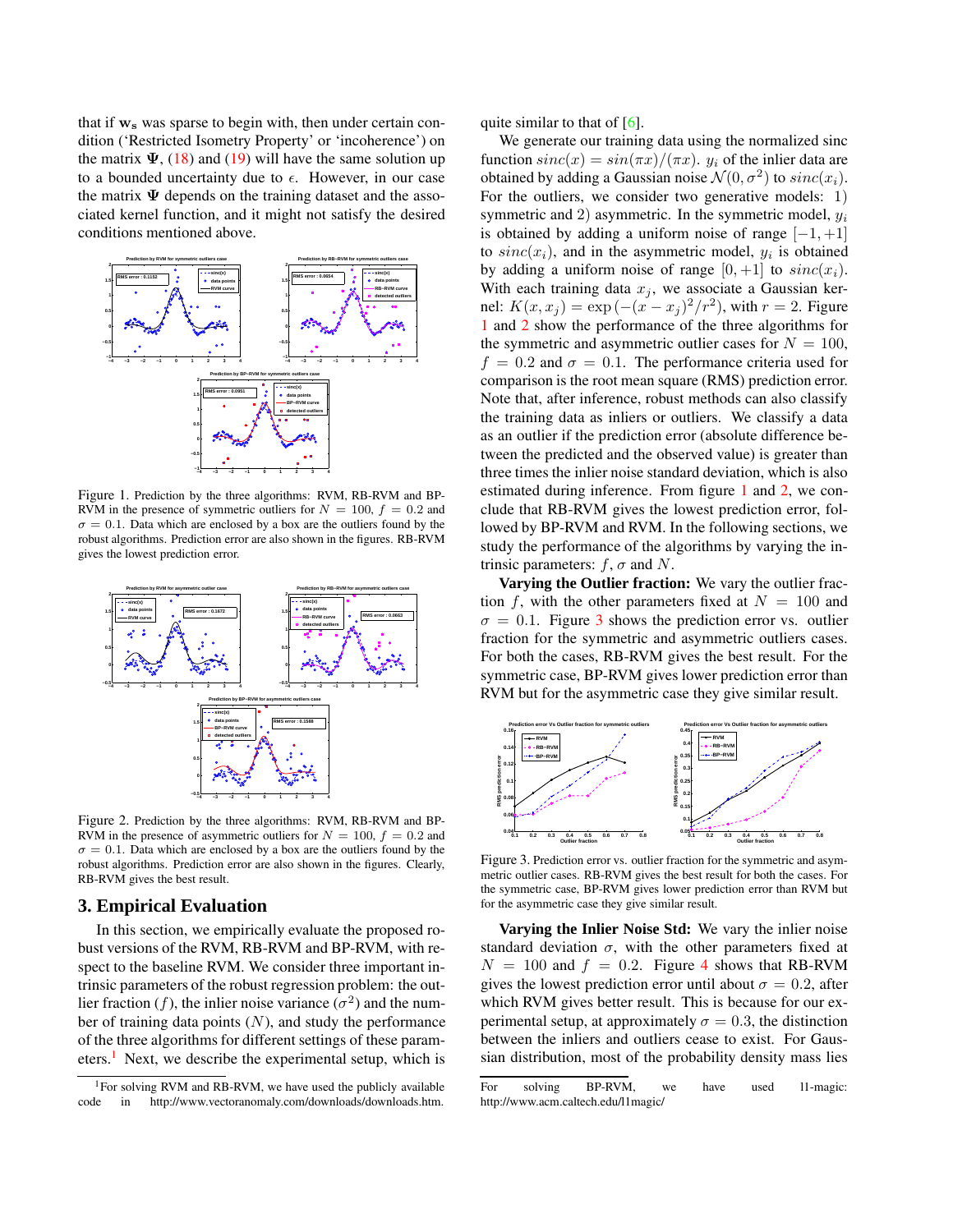that if $\mathbf{w_s}$ was sparse to begin with, then under certain condition ('Restricted Isometry Property' or 'incoherence') on the matrix $\mathbf{\Psi}$, (18) and (19) will have the same solution up to a bounded uncertainty due to $\epsilon$. However, in our case the matrix $\mathbf{\Psi}$ depends on the training dataset and the associated kernel function, and it might not satisfy the desired conditions mentioned above.

Figure 1. Prediction by the three algorithms: RVM, RB-RVM and BP-RVM in the presence of symmetric outliers for $N = 100$, $f = 0.2$ and $\sigma = 0.1$. Data which are enclosed by a box are the outliers found by the robust algorithms. Prediction error are also shown in the figures. RB-RVM gives the lowest prediction error.

Figure 2. Prediction by the three algorithms: RVM, RB-RVM and BP-RVM in the presence of asymmetric outliers for $N = 100$, $f = 0.2$ and $\sigma = 0.1$. Data which are enclosed by a box are the outliers found by the robust algorithms. Prediction error are also shown in the figures. Clearly, RB-RVM gives the best result.

## 3. Empirical Evaluation

In this section, we empirically evaluate the proposed robust versions of the RVM, RB-RVM and BP-RVM, with respect to the baseline RVM. We consider three important intrinsic parameters of the robust regression problem: the outlier fraction ($f$), the inlier noise variance ($\sigma^2$) and the number of training data points ($N$), and study the performance of the three algorithms for different settings of these parameters.[1] Next, we describe the experimental setup, which is quite similar to that of [6].

We generate our training data using the normalized sinc function $sinc(x) = sin(\pi x)/(\pi x)$. $y_i$ of the inlier data are obtained by adding a Gaussian noise $\mathcal{N}(0, \sigma^2)$ to $sinc(x_i)$. For the outliers, we consider two generative models: 1) symmetric and 2) asymmetric. In the symmetric model, $y_i$ is obtained by adding a uniform noise of range $[-1, +1]$ to $sinc(x_i)$, and in the asymmetric model, $y_i$ is obtained by adding a uniform noise of range $[0, +1]$ to $sinc(x_i)$. With each training data $x_j$, we associate a Gaussian kernel: $K(x, x_j) = \exp\left(-(x - x_j)^2/r^2\right)$, with $r = 2$. Figure 1 and 2 show the performance of the three algorithms for the symmetric and asymmetric outlier cases for $N = 100$, $f = 0.2$ and $\sigma = 0.1$. The performance criteria used for comparison is the root mean square (RMS) prediction error. Note that, after inference, robust methods can also classify the training data as inliers or outliers. We classify a data as an outlier if the prediction error (absolute difference between the predicted and the observed value) is greater than three times the inlier noise standard deviation, which is also estimated during inference. From figure 1 and 2, we conclude that RB-RVM gives the lowest prediction error, followed by BP-RVM and RVM. In the following sections, we study the performance of the algorithms by varying the intrinsic parameters: $f$, $\sigma$ and $N$.

**Varying the Outlier fraction:** We vary the outlier fraction $f$, with the other parameters fixed at $N = 100$ and $\sigma = 0.1$. Figure 3 shows the prediction error vs. outlier fraction for the symmetric and asymmetric outliers cases. For both the cases, RB-RVM gives the best result. For the symmetric case, BP-RVM gives lower prediction error than RVM but for the asymmetric case they give similar result.

Figure 3. Prediction error vs. outlier fraction for the symmetric and asymmetric outlier cases. RB-RVM gives the best result for both the cases. For the symmetric case, BP-RVM gives lower prediction error than RVM but for the asymmetric case they give similar result.

**Varying the Inlier Noise Std:** We vary the inlier noise standard deviation $\sigma$, with the other parameters fixed at $N = 100$ and $f = 0.2$. Figure 4 shows that RB-RVM gives the lowest prediction error until about $\sigma = 0.2$, after which RVM gives better result. This is because for our experimental setup, at approximately $\sigma = 0.3$, the distinction between the inliers and outliers cease to exist. For Gaussian distribution, most of the probability density mass lies

[1] For solving RVM and RB-RVM, we have used the publicly available code in http://www.vectoranomaly.com/downloads/downloads.htm. For solving BP-RVM, we have used l1-magic: http://www.acm.caltech.edu/l1magic/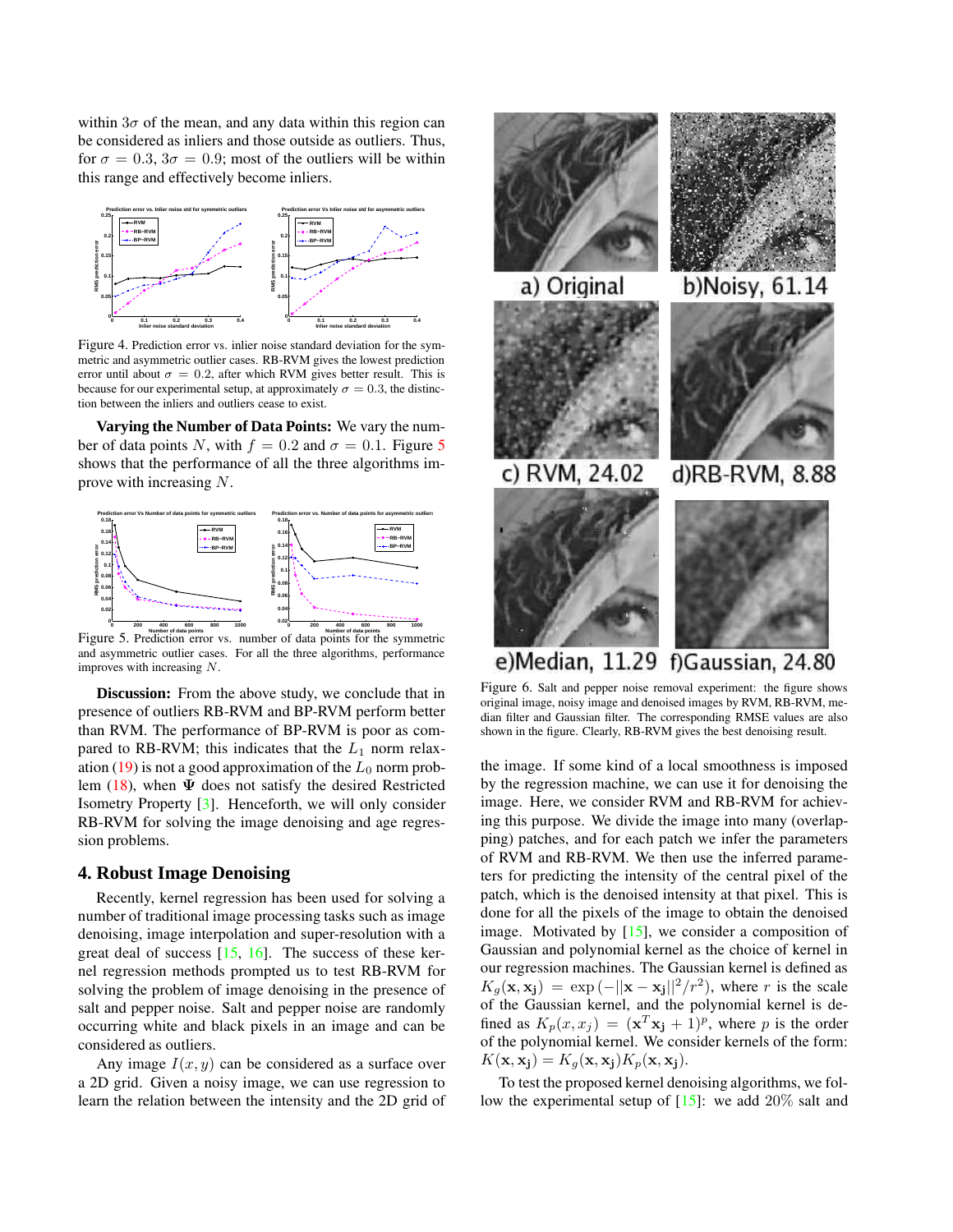within $3\sigma$ of the mean, and any data within this region can be considered as inliers and those outside as outliers. Thus, for $\sigma = 0.3$, $3\sigma = 0.9$; most of the outliers will be within this range and effectively become inliers.

Figure 4. Prediction error vs. inlier noise standard deviation for the symmetric and asymmetric outlier cases. RB-RVM gives the lowest prediction error until about $\sigma = 0.2$, after which RVM gives better result. This is because for our experimental setup, at approximately $\sigma = 0.3$, the distinction between the inliers and outliers cease to exist.

**Varying the Number of Data Points:** We vary the number of data points $N$, with $f = 0.2$ and $\sigma = 0.1$. Figure 5 shows that the performance of all the three algorithms improve with increasing $N$.

Figure 5. Prediction error vs. number of data points for the symmetric and asymmetric outlier cases. For all the three algorithms, performance improves with increasing $N$.

**Discussion:** From the above study, we conclude that in presence of outliers RB-RVM and BP-RVM perform better than RVM. The performance of BP-RVM is poor as compared to RB-RVM; this indicates that the $L_1$ norm relaxation (19) is not a good approximation of the $L_0$ norm problem (18), when $\mathbf{\Psi}$ does not satisfy the desired Restricted Isometry Property [3]. Henceforth, we will only consider RB-RVM for solving the image denoising and age regression problems.

## 4. Robust Image Denoising

Recently, kernel regression has been used for solving a number of traditional image processing tasks such as image denoising, image interpolation and super-resolution with a great deal of success [15, 16]. The success of these kernel regression methods prompted us to test RB-RVM for solving the problem of image denoising in the presence of salt and pepper noise. Salt and pepper noise are randomly occurring white and black pixels in an image and can be considered as outliers.

Any image $I(x, y)$ can be considered as a surface over a 2D grid. Given a noisy image, we can use regression to learn the relation between the intensity and the 2D grid of the image. If some kind of a local smoothness is imposed by the regression machine, we can use it for denoising the image. Here, we consider RVM and RB-RVM for achieving this purpose. We divide the image into many (overlapping) patches, and for each patch we infer the parameters of RVM and RB-RVM. We then use the inferred parameters for predicting the intensity of the central pixel of the patch, which is the denoised intensity at that pixel. This is done for all the pixels of the image to obtain the denoised image. Motivated by [15], we consider a composition of Gaussian and polynomial kernel as the choice of kernel in our regression machines. The Gaussian kernel is defined as $K_g(\mathbf{x}, \mathbf{x_j}) = \exp\left(-||\mathbf{x} - \mathbf{x_j}||^2/r^2\right)$, where $r$ is the scale of the Gaussian kernel, and the polynomial kernel is defined as $K_p(x, x_j) = (\mathbf{x}^T\mathbf{x_j} + 1)^p$, where $p$ is the order of the polynomial kernel. We consider kernels of the form: $K(\mathbf{x}, \mathbf{x_j}) = K_g(\mathbf{x}, \mathbf{x_j})K_p(\mathbf{x}, \mathbf{x_j})$.

Figure 6. Salt and pepper noise removal experiment: the figure shows original image, noisy image and denoised images by RVM, RB-RVM, median filter and Gaussian filter. The corresponding RMSE values are also shown in the figure. Clearly, RB-RVM gives the best denoising result.

To test the proposed kernel denoising algorithms, we follow the experimental setup of [15]: we add 20% salt and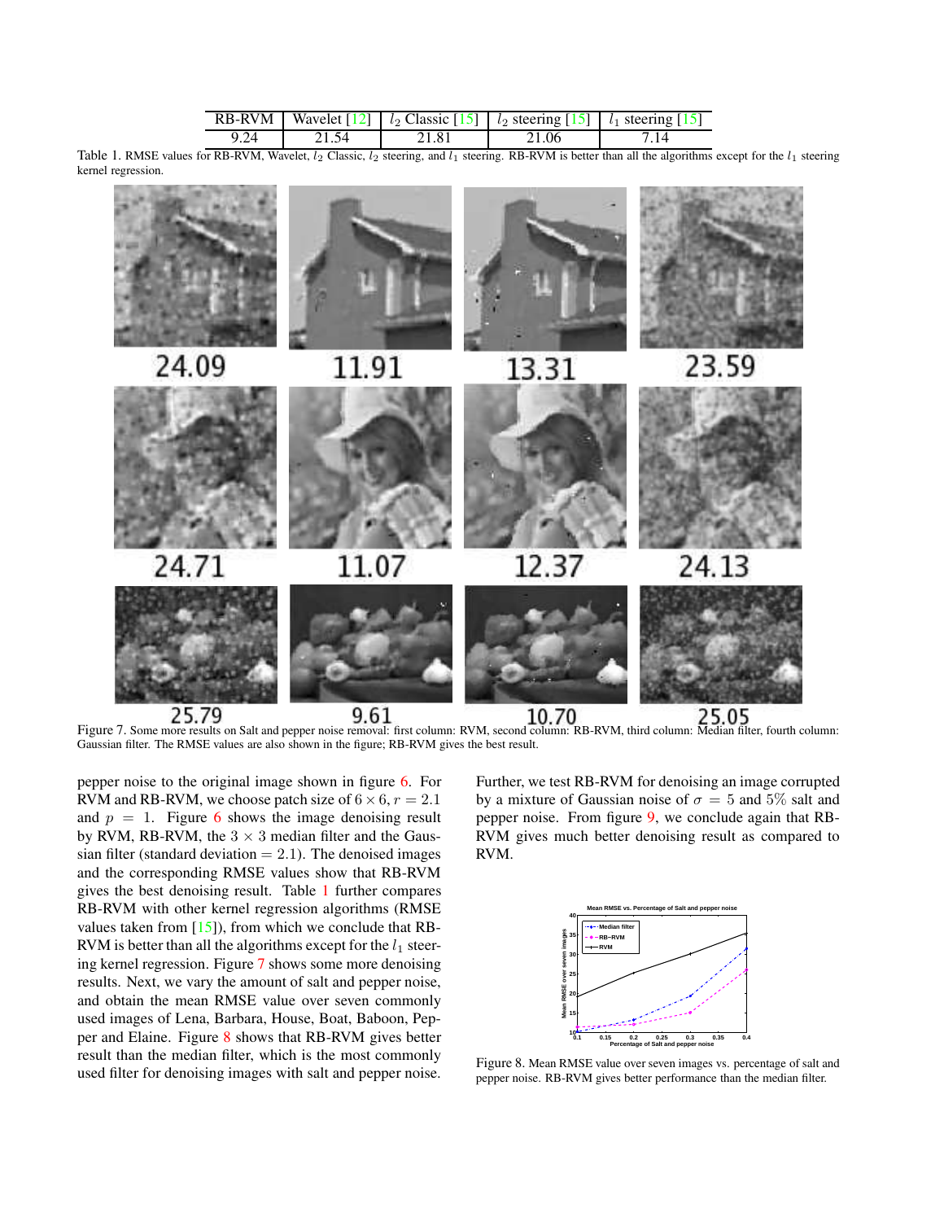| RB-RVM | Wavelet [12] | $l_2$ Classic [15] | $l_2$ steering [15] | $l_1$ steering [15] |
|---|---|---|---|---|
| 9.24 | 21.54 | 21.81 | 21.06 | 7.14 |

Table 1. RMSE values for RB-RVM, Wavelet, $l_2$ Classic, $l_2$ steering, and $l_1$ steering. RB-RVM is better than all the algorithms except for the $l_1$ steering kernel regression.

Figure 7. Some more results on Salt and pepper noise removal: first column: RVM, second column: RB-RVM, third column: Median filter, fourth column: Gaussian filter. The RMSE values are also shown in the figure; RB-RVM gives the best result.

pepper noise to the original image shown in figure 6. For RVM and RB-RVM, we choose patch size of $6 \times 6, r = 2.1$ and $p = 1$. Figure 6 shows the image denoising result by RVM, RB-RVM, the $3 \times 3$ median filter and the Gaussian filter (standard deviation $= 2.1$). The denoised images and the corresponding RMSE values show that RB-RVM gives the best denoising result. Table 1 further compares RB-RVM with other kernel regression algorithms (RMSE values taken from [15]), from which we conclude that RB-RVM is better than all the algorithms except for the $l_1$ steering kernel regression. Figure 7 shows some more denoising results. Next, we vary the amount of salt and pepper noise, and obtain the mean RMSE value over seven commonly used images of Lena, Barbara, House, Boat, Baboon, Pepper and Elaine. Figure 8 shows that RB-RVM gives better result than the median filter, which is the most commonly used filter for denoising images with salt and pepper noise.

Further, we test RB-RVM for denoising an image corrupted by a mixture of Gaussian noise of $\sigma = 5$ and $5\%$ salt and pepper noise. From figure 9, we conclude again that RB-RVM gives much better denoising result as compared to RVM.

Figure 8. Mean RMSE value over seven images vs. percentage of salt and pepper noise. RB-RVM gives better performance than the median filter.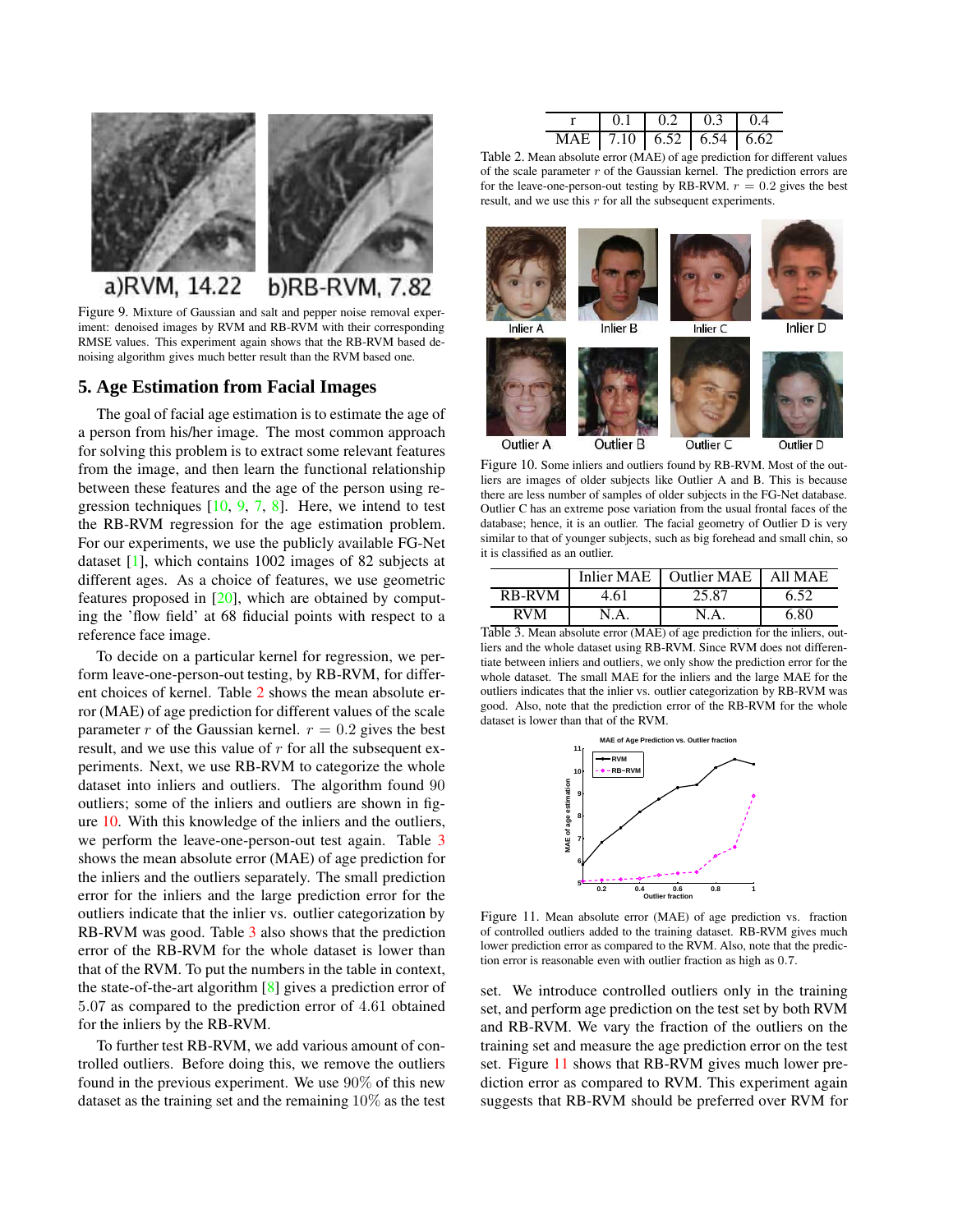a)RVM, 14.22 b)RB-RVM, 7.82

Figure 9. Mixture of Gaussian and salt and pepper noise removal experiment: denoised images by RVM and RB-RVM with their corresponding RMSE values. This experiment again shows that the RB-RVM based denoising algorithm gives much better result than the RVM based one.

## 5. Age Estimation from Facial Images

The goal of facial age estimation is to estimate the age of a person from his/her image. The most common approach for solving this problem is to extract some relevant features from the image, and then learn the functional relationship between these features and the age of the person using regression techniques [10, 9, 7, 8]. Here, we intend to test the RB-RVM regression for the age estimation problem. For our experiments, we use the publicly available FG-Net dataset [1], which contains 1002 images of 82 subjects at different ages. As a choice of features, we use geometric features proposed in [20], which are obtained by computing the 'flow field' at 68 fiducial points with respect to a reference face image.

To decide on a particular kernel for regression, we perform leave-one-person-out testing, by RB-RVM, for different choices of kernel. Table 2 shows the mean absolute error (MAE) of age prediction for different values of the scale parameter $r$ of the Gaussian kernel. $r = 0.2$ gives the best result, and we use this value of $r$ for all the subsequent experiments. Next, we use RB-RVM to categorize the whole dataset into inliers and outliers. The algorithm found 90 outliers; some of the inliers and outliers are shown in figure 10. With this knowledge of the inliers and the outliers, we perform the leave-one-person-out test again. Table 3 shows the mean absolute error (MAE) of age prediction for the inliers and the outliers separately. The small prediction error for the inliers and the large prediction error for the outliers indicate that the inlier vs. outlier categorization by RB-RVM was good. Table 3 also shows that the prediction error of the RB-RVM for the whole dataset is lower than that of the RVM. To put the numbers in the table in context, the state-of-the-art algorithm [8] gives a prediction error of 5.07 as compared to the prediction error of 4.61 obtained for the inliers by the RB-RVM.

To further test RB-RVM, we add various amount of controlled outliers. Before doing this, we remove the outliers found in the previous experiment. We use 90% of this new dataset as the training set and the remaining 10% as the test set. We introduce controlled outliers only in the training set, and perform age prediction on the test set by both RVM and RB-RVM. We vary the fraction of the outliers on the training set and measure the age prediction error on the test set. Figure 11 shows that RB-RVM gives much lower prediction error as compared to RVM. This experiment again suggests that RB-RVM should be preferred over RVM for

| r | 0.1 | 0.2 | 0.3 | 0.4 |
|---|---|---|---|---|
| MAE | 7.10 | 6.52 | 6.54 | 6.62 |

Table 2. Mean absolute error (MAE) of age prediction for different values of the scale parameter $r$ of the Gaussian kernel. The prediction errors are for the leave-one-person-out testing by RB-RVM. $r = 0.2$ gives the best result, and we use this $r$ for all the subsequent experiments.

Inlier A, Inlier B, Inlier C, Inlier D, Outlier A, Outlier B, Outlier C, Outlier D

Figure 10. Some inliers and outliers found by RB-RVM. Most of the outliers are images of older subjects like Outlier A and B. This is because there are less number of samples of older subjects in the FG-Net database. Outlier C has an extreme pose variation from the usual frontal faces of the database; hence, it is an outlier. The facial geometry of Outlier D is very similar to that of younger subjects, such as big forehead and small chin, so it is classified as an outlier.

| | Inlier MAE | Outlier MAE | All MAE |
|---|---|---|---|
| RB-RVM | 4.61 | 25.87 | 6.52 |
| RVM | N.A. | N.A. | 6.80 |

Table 3. Mean absolute error (MAE) of age prediction for the inliers, outliers and the whole dataset using RB-RVM. Since RVM does not differentiate between inliers and outliers, we only show the prediction error for the whole dataset. The small MAE for the inliers and the large MAE for the outliers indicates that the inlier vs. outlier categorization by RB-RVM was good. Also, note that the prediction error of the RB-RVM for the whole dataset is lower than that of the RVM.

Figure 11. Mean absolute error (MAE) of age prediction vs. fraction of controlled outliers added to the training dataset. RB-RVM gives much lower prediction error as compared to the RVM. Also, note that the prediction error is reasonable even with outlier fraction as high as 0.7.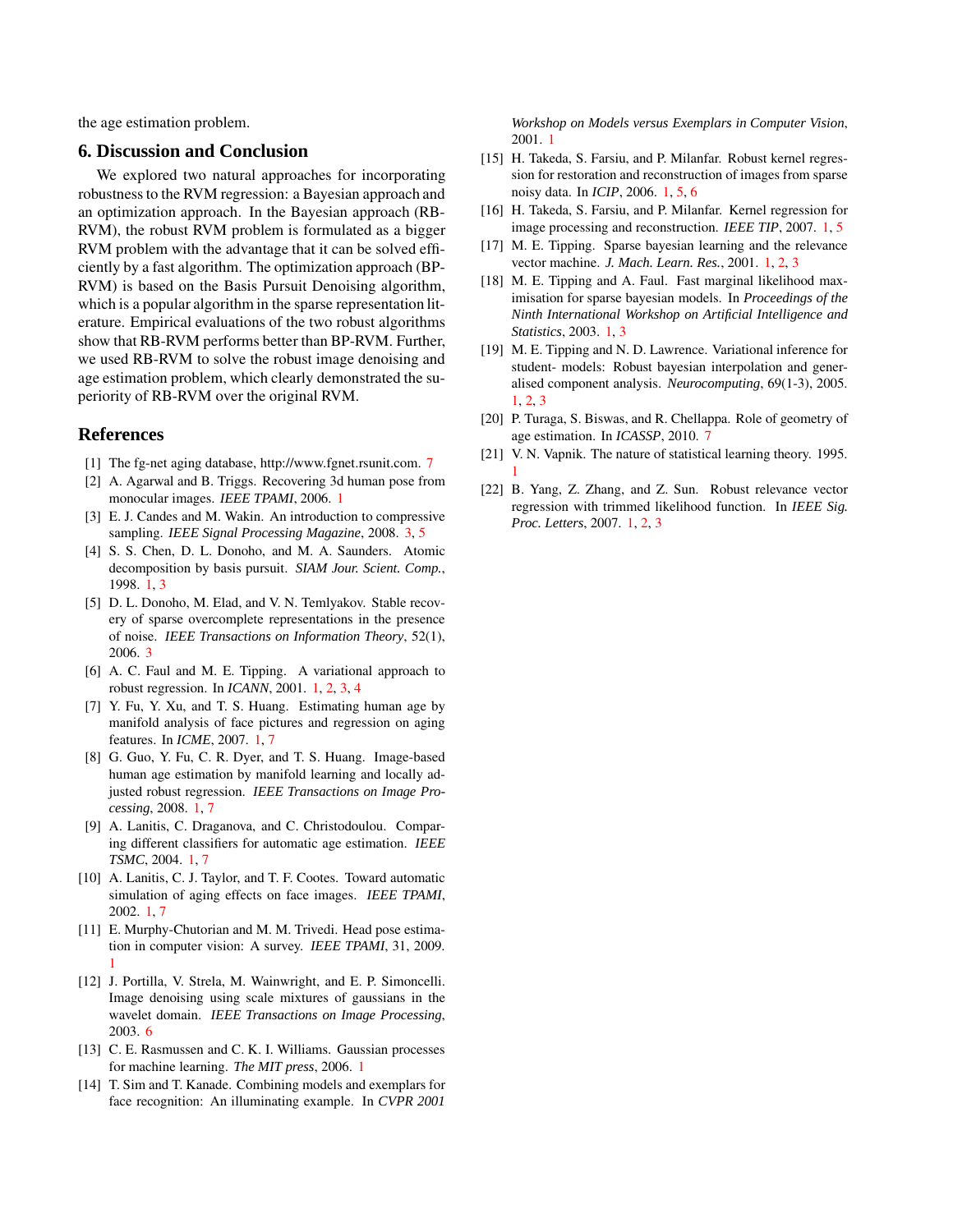the age estimation problem.

## 6. Discussion and Conclusion

We explored two natural approaches for incorporating robustness to the RVM regression: a Bayesian approach and an optimization approach. In the Bayesian approach (RB-RVM), the robust RVM problem is formulated as a bigger RVM problem with the advantage that it can be solved efficiently by a fast algorithm. The optimization approach (BP-RVM) is based on the Basis Pursuit Denoising algorithm, which is a popular algorithm in the sparse representation literature. Empirical evaluations of the two robust algorithms show that RB-RVM performs better than BP-RVM. Further, we used RB-RVM to solve the robust image denoising and age estimation problem, which clearly demonstrated the superiority of RB-RVM over the original RVM.

## References

[1] The fg-net aging database, http://www.fgnet.rsunit.com. 7

[2] A. Agarwal and B. Triggs. Recovering 3d human pose from monocular images. *IEEE TPAMI*, 2006. 1

[3] E. J. Candes and M. Wakin. An introduction to compressive sampling. *IEEE Signal Processing Magazine*, 2008. 3, 5

[4] S. S. Chen, D. L. Donoho, and M. A. Saunders. Atomic decomposition by basis pursuit. *SIAM Jour. Scient. Comp.*, 1998. 1, 3

[5] D. L. Donoho, M. Elad, and V. N. Temlyakov. Stable recovery of sparse overcomplete representations in the presence of noise. *IEEE Transactions on Information Theory*, 52(1), 2006. 3

[6] A. C. Faul and M. E. Tipping. A variational approach to robust regression. In *ICANN*, 2001. 1, 2, 3, 4

[7] Y. Fu, Y. Xu, and T. S. Huang. Estimating human age by manifold analysis of face pictures and regression on aging features. In *ICME*, 2007. 1, 7

[8] G. Guo, Y. Fu, C. R. Dyer, and T. S. Huang. Image-based human age estimation by manifold learning and locally adjusted robust regression. *IEEE Transactions on Image Processing*, 2008. 1, 7

[9] A. Lanitis, C. Draganova, and C. Christodoulou. Comparing different classifiers for automatic age estimation. *IEEE TSMC*, 2004. 1, 7

[10] A. Lanitis, C. J. Taylor, and T. F. Cootes. Toward automatic simulation of aging effects on face images. *IEEE TPAMI*, 2002. 1, 7

[11] E. Murphy-Chutorian and M. M. Trivedi. Head pose estimation in computer vision: A survey. *IEEE TPAMI*, 31, 2009. 1

[12] J. Portilla, V. Strela, M. Wainwright, and E. P. Simoncelli. Image denoising using scale mixtures of gaussians in the wavelet domain. *IEEE Transactions on Image Processing*, 2003. 6

[13] C. E. Rasmussen and C. K. I. Williams. Gaussian processes for machine learning. *The MIT press*, 2006. 1

[14] T. Sim and T. Kanade. Combining models and exemplars for face recognition: An illuminating example. In *CVPR 2001 Workshop on Models versus Exemplars in Computer Vision*, 2001. 1

[15] H. Takeda, S. Farsiu, and P. Milanfar. Robust kernel regression for restoration and reconstruction of images from sparse noisy data. In *ICIP*, 2006. 1, 5, 6

[16] H. Takeda, S. Farsiu, and P. Milanfar. Kernel regression for image processing and reconstruction. *IEEE TIP*, 2007. 1, 5

[17] M. E. Tipping. Sparse bayesian learning and the relevance vector machine. *J. Mach. Learn. Res.*, 2001. 1, 2, 3

[18] M. E. Tipping and A. Faul. Fast marginal likelihood maximisation for sparse bayesian models. In *Proceedings of the Ninth International Workshop on Artificial Intelligence and Statistics*, 2003. 1, 3

[19] M. E. Tipping and N. D. Lawrence. Variational inference for student- models: Robust bayesian interpolation and generalised component analysis. *Neurocomputing*, 69(1-3), 2005. 1, 2, 3

[20] P. Turaga, S. Biswas, and R. Chellappa. Role of geometry of age estimation. In *ICASSP*, 2010. 7

[21] V. N. Vapnik. The nature of statistical learning theory. 1995. 1

[22] B. Yang, Z. Zhang, and Z. Sun. Robust relevance vector regression with trimmed likelihood function. In *IEEE Sig. Proc. Letters*, 2007. 1, 2, 3